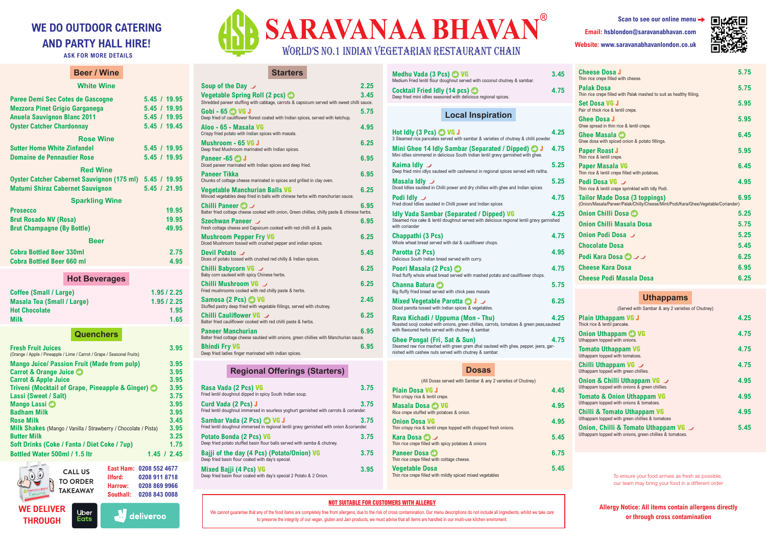# SARAVANAA BHAVAN®

WORLD'S NO.1 INDIAN VEGETARIAN RESTAURANT CHAIN

**WE DO OUTDOOR CATERING AND PARTY HALL HIRE!**

ASK FOR MORE DETAILS

Scan to see our online menu →

Email: hsblondon@saravanabhavan.com

Website: www.saravanabhavanlondon.co.uk

## Beer / Wine

### White Wine

| | |
|---|---|
| Paree Demi Sec Cotes de Gascogne | 5.45 / 19.95 |
| Mezzora Pinet Grigio Garganega | 5.45 / 19.95 |
| Anuela Sauvignon Blanc 2011 | 5.45 / 19.95 |
| Oyster Catcher Chardonnay | 5.45 / 19.45 |

### Rose Wine

| | |
|---|---|
| Sutter Home White Zinfandel | 5.45 / 19.95 |
| Domaine de Pennautier Rose | 5.45 / 19.95 |

### Red Wine

| | |
|---|---|
| Oyster Catcher Cabernet Sauvignon (175 ml) | 5.45 / 19.95 |
| Matumi Shiraz Cabernet Sauvignon | 5.45 / 21.95 |

### Sparkling Wine

| | |
|---|---|
| Prosecco | 19.95 |
| Brut Rosado NV (Rosa) | 19.95 |
| Brut Champagne (By Bottle) | 49.95 |

### Beer

| | |
|---|---|
| Cobra Bottled Beer 330ml | 2.75 |
| Cobra Bottled Beer 660 ml | 4.95 |

## Hot Beverages

| | |
|---|---|
| Coffee (Small / Large) | 1.95 / 2.25 |
| Masala Tea (Small / Large) | 1.95 / 2.25 |
| Hot Chocolate | 1.95 |
| Milk | 1.65 |

## Quenchers

| | |
|---|---|
| Fresh Fruit Juices (Orange / Apple / Pineapple / Lime / Carrot / Grape / Seasonal Fruits) | 3.95 |
| Mango Juice/ Passion Fruit (Made from pulp) | 3.95 |
| Carrot & Orange Juice | 3.95 |
| Carrot & Apple Juice | 3.95 |
| Triveni (Mocktail of Grape, Pineapple & Ginger) | 3.95 |
| Lassi (Sweet / Salt) | 3.75 |
| Mango Lassi | 3.95 |
| Badham Milk | 3.95 |
| Rose Milk | 3.45 |
| Milk Shakes (Mango / Vanilla / Strawberry / Chocolate / Pista) | 3.95 |
| Butter Milk | 3.25 |
| Soft Drinks (Coke / Fanta / Diet Coke / 7up) | 1.75 |
| Bottled Water 500ml / 1.5 ltr | 1.45 / 2.45 |

CALL US TO ORDER TAKEAWAY

East Ham: 0208 552 4677
Ilford: 0208 911 8718
Harrow: 0208 869 9966
Southall: 0208 843 0088

WE DELIVER THROUGH Uber Eats deliveroo

## Starters

| | |
|---|---|
| Soup of the Day | 2.25 |
| Vegetable Spring Roll (2 pcs) — Shredded paneer stuffing with cabbage, carrots & capsicum served with sweet chilli sauce. | 3.45 |
| Gobi - 65 VG J — Deep fried of cauliflower florest coated with Indian spices, served with ketchup. | 5.75 |
| Aloo - 65 - Masala VG — Crispy fried potato with Indian spices with masala. | 4.95 |
| Mushroom - 65 VG J — Deep fried Mushroom marinated with Indian spices. | 6.25 |
| Paneer -65 J — Diced paneer marinated with Indian spices and deep fried. | 6.95 |
| Paneer Tikka — Chunks of cottage cheese marinated in spices and grilled in clay oven. | 6.95 |
| Vegetable Manchurian Balls VG — Minced vegetables deep fried in balls with chinese herbs with manchurian sauce. | 6.25 |
| Chilli Paneer — Batter fried cottage cheese cooked with onion, Green chillies, chilly paste & chinese herbs. | 6.95 |
| Szechwan Paneer — Fresh cottage cheese and Capsicum cooked with red chilli oil & paste. | 6.95 |
| Mushroom Pepper Fry VG — Diced Mushroom tossed with crushed pepper and indian spices. | 6.25 |
| Devil Potato — Dices of potato tossed with crushed red chilly & Indian spices. | 5.45 |
| Chilli Babycorn VG — Baby corn sauteed with spicy Chinese herbs. | 6.25 |
| Chilli Mushroom VG — Fried mushrooms cooked with red chilly paste & herbs. | 6.25 |
| Samosa (2 Pcs) VG — Stuffed pastry deep fried with vegetable fillings, served with chutney. | 2.45 |
| Chilli Cauliflower VG — Batter fried cauliflower cooked with red chilli paste & herbs. | 6.25 |
| Paneer Manchurian — Batter fried cottage cheese sautéed with onions, green chillies with Manchurian sauce. | 6.95 |
| Bhindi Fry VG — Deep fried ladies finger marinated with indian spices. | 6.95 |

## Regional Offerings (Starters)

| | |
|---|---|
| Rasa Vada (2 Pcs) VG — Fried lentil doughnut dipped in spicy South Indian soup. | 3.75 |
| Curd Vada (2 Pcs) J — Fried lentil doughnut immersed in sourless yoghurt garnished with carrots & coriander. | 3.75 |
| Sambar Vada (2 Pcs) VG J — Fried lentil doughnut immersed in regional lentil gravy garnished with onion & coriander. | 3.75 |
| Potato Bonda (2 Pcs) VG — Deep fried potato stuffed basin flour balls served with samba & chutney. | 3.75 |
| Bajji of the day (4 Pcs) (Potato/Onion) VG — Deep fried basin flour coated with day's special. | 3.75 |
| Mixed Bajji (4 Pcs) VG — Deep fried basin flour coated with day's special 2 Potato & 2 Onion. | 3.95 |

| | |
|---|---|
| Medhu Vada (3 Pcs) VG — Medium Fried lentil flour doughnut served with coconut chutney & sambar. | 3.45 |
| Cocktail Fried Idly (14 pcs) — Deep fried mini idlies seasoned with delicious regional spices. | 4.75 |

## Local Inspiration

| | |
|---|---|
| Hot Idly (3 Pcs) VG J — 3 Steamed rice pancakes served with sambar & varieties of chutney & chilli powder. | 4.25 |
| Mini Ghee 14 Idly Sambar (Separated / Dipped) J — Mini idlies simmered in delicious South Indian lentil gravy garnished with ghee. | 4.75 |
| Kaima Idly — Deep fried mini idlys sauteed with cashewnut in regional spices served with raitha. | 5.25 |
| Masala Idly — Diced Idlies sautéed in Chilli power and dry chillies with ghee and Indian spices | 5.25 |
| Podi Idly — Fried diced Idlies sautéed in Chilli power and Indian spices | 4.75 |
| Idly Vada Sambar (Separated / Dipped) VG — Steamed rice cake & lentil doughnut served with delicious regional lentil gravy garnished with coriander | 4.25 |
| Chappathi (3 Pcs) — Whole wheat bread served with dal & cauliflower chops. | 4.75 |
| Parotta (2 Pcs) — Delicious South Indian bread served with curry. | 4.95 |
| Poori Masala (2 Pcs) — Fried fluffy whole wheat bread served with mashed potato and cauliflower chops. | 4.75 |
| Channa Batura — Big fluffy fried bread served with chick peas masala | 5.75 |
| Mixed Vegetable Parotta J — Diced parotta tossed with Indian spices & vegetables. | 6.25 |
| Rava Kichadi / Uppuma (Mon - Thu) — Roasted sooji cooked with onions, green chillies, carrots, tomatoes & green peas,sauteed with flavoured herbs served with chutney & sambar. | 4.25 |
| Ghee Pongal (Fri, Sat & Sun) — Steamed raw rice mashed with green gram dhal sautéed with ghee, pepper, jeera, garnished with cashew nuts served with chutney & sambar. | 4.75 |

## Dosas

(All Dosas served with Sambar & any 2 varieties of Chutney)

| | |
|---|---|
| Plain Dosa VG J — Thin crispy rice & lentil crepe. | 4.45 |
| Masala Dosa VG — Rice crepe stuffed with potatoes & onion. | 4.95 |
| Onion Dosa VG — Thin crispy rice & lentil crepe topped with chopped fresh onions. | 4.95 |
| Kara Dosa — Thin rice crepe filled with spicy potatoes & onions | 5.45 |
| Paneer Dosa — Thin rice crepe filled with cottage cheese. | 6.75 |
| Vegetable Dosa — Thin rice crepe filled with mildly spiced mixed vegetables | 5.45 |
| Cheese Dosa J — Thin rice crepe filled with cheese. | 5.75 |
| Palak Dosa — Thin rice crepe filled with Palak mashed to suit as healthy filling. | 5.75 |
| Set Dosa VG J — Pair of thick rice & lentil crepe. | 5.95 |
| Ghee Dosa J — Ghee spread in thin rice & lentil crepe. | 5.95 |
| Ghee Masala — Ghee dosa with spiced onion & potato fillings. | 6.45 |
| Paper Roast J — Thin rice & lentil crepe. | 5.95 |
| Paper Masala VG — Thin rice & lentil crepe filled with potatoes. | 6.45 |
| Podi Dosa VG — Thin rice & lentil crepe sprinkled with Idly Podi. | 4.95 |
| Tailor Made Dosa (3 toppings) (Onion/Masala/Paneer/Palak/Chilly/Cheese/Mint/Podi/Kara/Ghee/Vegetable/Coriander) | 6.95 |
| Onion Chilli Dosa | 5.25 |
| Onion Chilli Masala Dosa | 5.75 |
| Onion Podi Dosa | 5.25 |
| Chocolate Dosa | 5.45 |
| Podi Kara Dosa | 6.25 |
| Cheese Kara Dosa | 6.95 |
| Cheese Podi Masala Dosa | 6.25 |

## Uthappams

(Served with Sambar & any 2 varieties of Chutney)

| | |
|---|---|
| Plain Uthappam VG J — Thick rice & lentil pancake. | 4.25 |
| Onion Uthappam VG — Uthappam topped with onions. | 4.75 |
| Tomato Uthappam VG — Uthappam topped with tomatoes. | 4.75 |
| Chilli Uthappam VG — Uthappam topped with green chillies. | 4.75 |
| Onion & Chilli Uthappam VG — Uthappam topped with onions & green chillies. | 4.95 |
| Tomato & Onion Uthappam VG — Uthappam topped with onions & tomatoes. | 4.95 |
| Chilli & Tomato Uthappam VG — Uthappam topped with green chillies & tomatoes | 4.95 |
| Onion, Chilli & Tomato Uthappam VG — Uthappam topped with onions, green chillies & tomatoes. | 5.45 |

To ensure your food arrives as fresh as possible, our team may bring your food in a different order

**NOT SUITABLE FOR CUSTOMERS WITH ALLERGY**

We cannot guarantee that any of the food items are completely free from allergens, due to the risk of cross contamination. Our menu descriptions do not include all ingredients, whilst we take care to preserve the integrity of our vegan, gluten and Jain products, we must advise that all items are handled in our multi-use kitchen enviroment.

**Allergy Notice: All items contain allergens directly or through cross contamination**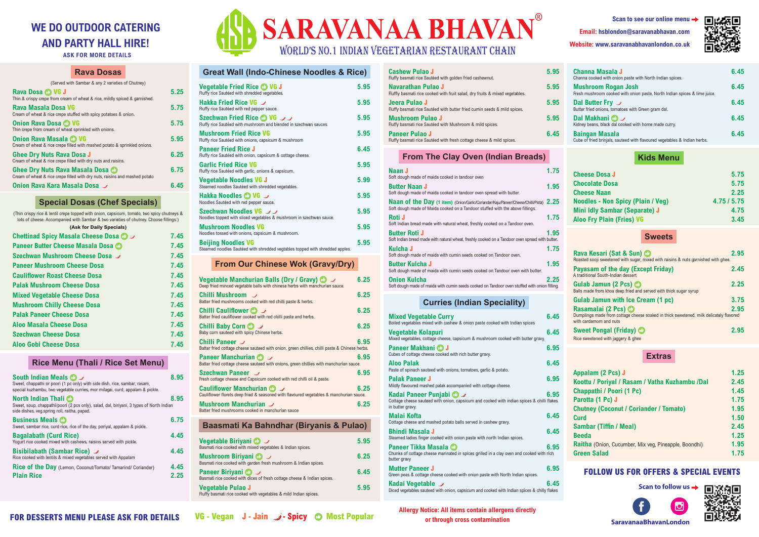WE DO OUTDOOR CATERING AND PARTY HALL HIRE!

ASK FOR MORE DETAILS

# SARAVANAA BHAVAN®

WORLD'S NO.1 INDIAN VEGETARIAN RESTAURANT CHAIN

Scan to see our online menu

Email: hsblondon@saravanabhavan.com

Website: www.saravanabhavanlondon.co.uk

## Rava Dosas

(Served with Sambar & any 2 varieties of Chutney)

- **Rava Dosa** VG J — 5.25
  Thin & crispy crepe from cream of wheat & rice, mildly spiced & garnished.
- **Rava Masala Dosa** VG — 5.75
  Cream of wheat & rice crepe stuffed with spicy potatoes & onion.
- **Onion Rava Dosa** VG — 5.75
  Thin crepe from cream of wheat sprinkled with onions.
- **Onion Rava Masala** VG — 5.95
  Cream of wheat & rice crepe filled with mashed potato & sprinkled onions.
- **Ghee Dry Nuts Rava Dosa** J — 6.25
  Cream of wheat & rice crepe filled with dry nuts and raisins.
- **Ghee Dry Nuts Rava Masala Dosa** — 6.75
  Cream of wheat & rice crepe filled with dry nuts, raisins and mashed potato
- **Onion Rava Kara Masala Dosa** — 6.45

## Special Dosas (Chef Specials)

(Thin crispy rice & lentil crepe topped with onion, capsicum, tomato, two spicy chutneys & lots of cheese. Accompanied with Sambar & two varieties of chutney. Choose fillings:)

**(Ask for Daily Specials)**

- Chettinad Spicy Masala Cheese Dosa — 7.45
- Paneer Butter Cheese Masala Dosa — 7.45
- Szechwan Mushroom Cheese Dosa — 7.45
- Paneer Mushroom Cheese Dosa — 7.45
- Cauliflower Roast Cheese Dosa — 7.45
- Palak Mushroom Cheese Dosa — 7.45
- Mixed Vegetable Cheese Dosa — 7.45
- Mushroom Chilly Cheese Dosa — 7.45
- Palak Paneer Cheese Dosa — 7.45
- Aloo Masala Cheese Dosa — 7.45
- Szechwan Cheese Dosa — 7.45
- Aloo Gobi Cheese Dosa — 7.45

## Rice Menu (Thali / Rice Set Menu)

- **South Indian Meals** — 8.95
  Sweet, chappathi or poori (1 pc only) with side dish, rice, sambar, rasam, special kuzhambu, two vegetable curries, mor milagai, curd, appalam & pickle.
- **North Indian Thali** — 8.95
  Sweet, soup, chappathi/poori (2 pcs only), salad, dal, biriyani, 3 types of North Indian side dishes, veg.spring roll, raitha, papad.
- **Business Meals** — 6.75
  Sweet, sambar rice, curd rice, rice of the day, poriyal, appalam & pickle.
- **Bagalabath (Curd Rice)** — 4.45
  Yogurt rice cooked mixed with cashews, raisins served with pickle.
- **Bisibilabath (Sambar Rice)** — 4.45
  Rice cooked with lentils & mixed vegetables served with Appalam
- **Rice of the Day** (Lemon, Coconut/Tomato/ Tamarind/ Coriander) — 4.45
- **Plain Rice** — 2.25

## Great Wall (Indo-Chinese Noodles & Rice)

- **Vegetable Fried Rice** VG J — 5.95
  Fluffy rice Sautéed with shredded vegetables.
- **Hakka Fried Rice** VG — 5.95
  Fluffy rice Sautéed with red pepper sauce.
- **Szechwan Fried Rice** VG — 5.95
  Fluffy rice Sautéed with mushroom and blended in szechwan sauces.
- **Mushroom Fried Rice** VG — 5.95
  Fluffy rice Sautéed with onions, capsicum & mushroom
- **Paneer Fried Rice** J — 6.45
  Fluffy rice Sautéed with onion, capsicum & cottage cheese.
- **Garlic Fried Rice** VG — 5.95
  Fluffy rice Sautéed with garlic, onions & capsicum.
- **Vegetable Noodles** VG J — 5.99
  Steamed noodles Sautéed with shredded vegetables.
- **Hakka Noodles** VG — 5.95
  Noodles Sautéed with red pepper sauce.
- **Szechwan Noodles** VG — 5.95
  Noodles topped with sliced vegetables & mushroom in szechwan sauce.
- **Mushroom Noodles** VG — 5.95
  Noodles tossed with onions, capsicum & mushroom.
- **Beijing Noodles** VG — 5.95
  Steamed noodles Sautéed with shredded vegtables topped with shredded apples.

## From Our Chinese Wok (Gravy/Dry)

- **Vegetable Manchurian Balls (Dry / Gravy)** — 6.25
  Deep fried minced vegetable balls with chinese herbs with manchurian sauce.
- **Chilli Mushroom** — 6.25
  Batter fried mushrooms cooked with red chilli paste & herbs.
- **Chilli Cauliflower** — 6.25
  Batter fried cauliflower cooked with red chilli paste and herbs.
- **Chilli Baby Corn** — 6.25
  Baby corn sauteed with spicy Chinese herbs.
- **Chilli Paneer** — 6.95
  Batter fried cottage cheese sauteed with onion, green chillies, chilli paste & Chinese herbs.
- **Paneer Manchurian** — 6.95
  Batter fried cottage cheese sauteed with onions, green chillies with manchurian sauce.
- **Szechwan Paneer** — 6.95
  Fresh cottage cheese and Capsicum cooked with red chilli oil & paste.
- **Cauliflower Manchurian** — 6.25
  Cauliflower florets deep fried & seasoned with flavoured vegetables & manchurian sauce.
- **Mushroom Manchurian** — 6.25
  Batter fried mushrooms cooked in manchurian sauce

## Baasmati Ka Bahndhar (Biryanis & Pulao)

- **Vegetable Biriyani** — 5.95
  Basmati rice cooked with mixed vegetables & Indian spices.
- **Mushroom Biriyani** — 6.25
  Basmati rice cooked with garden fresh mushroom & Indian spices.
- **Paneer Biriyani** — 6.45
  Basmati rice cooked with dices of fresh cottage cheese & Indian spices.
- **Vegetable Pulao** J — 5.95
  Fluffy basmati rice cooked with vegetables & mild Indian spices.
- **Cashew Pulao** J — 5.95
  Fluffy basmati rice Sautéed with golden fried cashewnut.
- **Navarathan Pulao** J — 5.95
  Fluffy basmati rice cooked with fruit salad, dry fruits & mixed vegetables.
- **Jeera Pulao** J — 5.95
  Fluffy basmati rice Sautéed with butter fried cumin seeds & mild spices.
- **Mushroom Pulao** J — 5.95
  Fluffy basmati rice Sautéed with Mushroom & mild spices.
- **Paneer Pulao** J — 6.45
  Fluffy basmati rice Sautéed with fresh cottage cheese & mild spices.

## From The Clay Oven (Indian Breads)

- **Naan** J — 1.75
  Soft dough made of maida cooked in tandoor oven
- **Butter Naan** J — 1.95
  Soft dough made of maida cooked in tandoor oven spread with butter.
- **Naan of the Day** (1 item) (Onion/Garlic/Coriander/Kaju/Paneer/Cheese/Chilli/Pista) — 2.25
  Soft dough made of maida cooked on a Tandoor stuffed with the above fillings.
- **Roti** J — 1.75
  Soft Indian bread made with natural wheat, freshly cooked on a Tandoor oven.
- **Butter Roti** J — 1.95
  Soft Indian bread made with natural wheat, freshly cooked on a Tandoor oven spread with butter.
- **Kulcha** J — 1.75
  Soft dough made of maida with cumin seeds cooked on Tandoor oven.
- **Butter Kulcha** J — 1.95
  Soft dough made of maida with cumin seeds cooked on Tandoor oven with butter.
- **Onion Kulcha** — 2.25
  Soft dough made of maida with cumin seeds cooked on Tandoor oven stuffed with onion filling.

## Curries (Indian Speciality)

- **Mixed Vegetable Curry** — 6.45
  Boiled vegetables mixed with cashew & onion paste cooked with Indian spices
- **Vegetable Kolapuri** — 6.45
  Mixed vegetables, cottage cheese, capsicum & mushroom cooked with butter gravy.
- **Paneer Makhani** J — 6.95
  Cubes of cottage cheese cooked with rich butter gravy.
- **Aloo Palak** — 6.45
  Paste of spinach sauteed with onions, tomatoes, garlic & potato.
- **Palak Paneer** J — 6.95
  Mildly flavoured mashed palak accompanied with cottage cheese.
- **Kadai Paneer Punjabi** — 6.95
  Cottage cheese sauteed with onion, capsicum and cooked with indian spices & chilli flakes in butter gravy.
- **Malai Kofta** — 6.45
  Cottage cheese and mashed potato balls served in cashew gravy.
- **Bhindi Masala** J — 6.45
  Steamed ladies finger cooked with onion paste with north Indian spices.
- **Paneer Tikka Masala** — 6.95
  Chunks of cottage cheese marinated in spices grilled in a clay oven and cooked with rich butter gravy
- **Mutter Paneer** J — 6.95
  Green peas & cottage cheese cooked with onion paste with North Indian spices.
- **Kadai Vegetable** — 6.45
  Diced vegetables sauteed with onion, capsicum and cooked with Indian spices & chilly flakes
- **Channa Masala** J — 6.45
  Channa cooked with onion paste with North Indian spices.
- **Mushroom Rogan Josh** — 6.45
  Fresh mushroom cooked with onion paste, North Indian spices & lime juice.
- **Dal Butter Fry** — 6.45
  Butter fried onions, tomatoes with Green gram dal.
- **Dal Makhani** — 6.45
  Kidney beans, black dal cooked with home made curry.
- **Baingan Masala** — 6.45
  Cube of fried brinjals, sauteed with flavoured vegetables & Indian herbs.

## Kids Menu

- Cheese Dosa J — 5.75
- Chocolate Dosa — 5.75
- Cheese Naan — 2.25
- Noodles - Non Spicy (Plain / Veg) — 4.75 / 5.75
- Mini Idly Sambar (Separate) J — 4.75
- Aloo Fry Plain (Fries) VG — 3.45

## Sweets

- **Rava Kesari (Sat & Sun)** — 2.95
  Roasted sooji sweetened with sugar, mixed with raisins & nuts garnished with ghee.
- **Payasam of the day (Except Friday)** — 2.45
  A traditional South-Indian dessert
- **Gulab Jamun (2 Pcs)** — 2.25
  Balls made from khoa deep fried and served with thick sugar syrup
- **Gulab Jamun with Ice Cream (1 pc)** — 3.75
- **Rasamalai (2 Pcs)** — 2.95
  Dumplings made from cottage cheese soaked in thick sweetened, milk delicately flavored with cardamom and nuts
- **Sweet Pongal (Friday)** — 2.95
  Rice sweetened with jaggery & ghee

## Extras

- Appalam (2 Pcs) J — 1.25
- Koottu / Poriyal / Rasam / Vatha Kuzhambu /Dal — 2.45
- Chappathi / Poori (1 Pc) — 1.45
- Parotta (1 Pc) J — 1.75
- Chutney (Coconut / Coriander / Tomato) — 1.95
- Curd — 1.50
- Sambar (Tiffin / Meal) — 2.45
- Beeda — 1.25
- Raitha (Onion, Cucumber, Mix veg, Pineapple, Boondhi) — 1.95
- Green Salad — 1.75

FOLLOW US FOR OFFERS & SPECIAL EVENTS

Scan to follow us

SaravanaaBhavanLondon

FOR DESSERTS MENU PLEASE ASK FOR DETAILS

VG - Vegan  J - Jain  - Spicy  Most Popular

Allergy Notice: All items contain allergens directly or through cross contamination